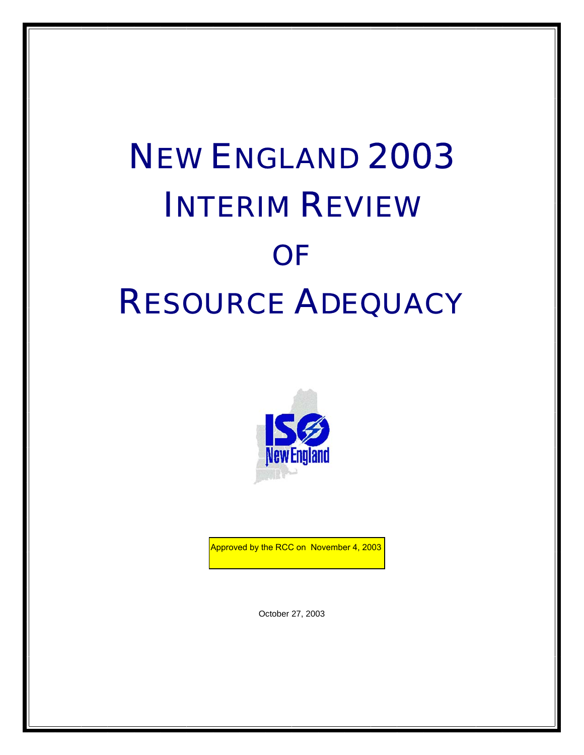# NEW ENGLAND 2003 INTERIM REVIEW OF RESOURCE ADEQUACY

ISO New England

Approved by the RCC on November 4, 2003

October 27, 2003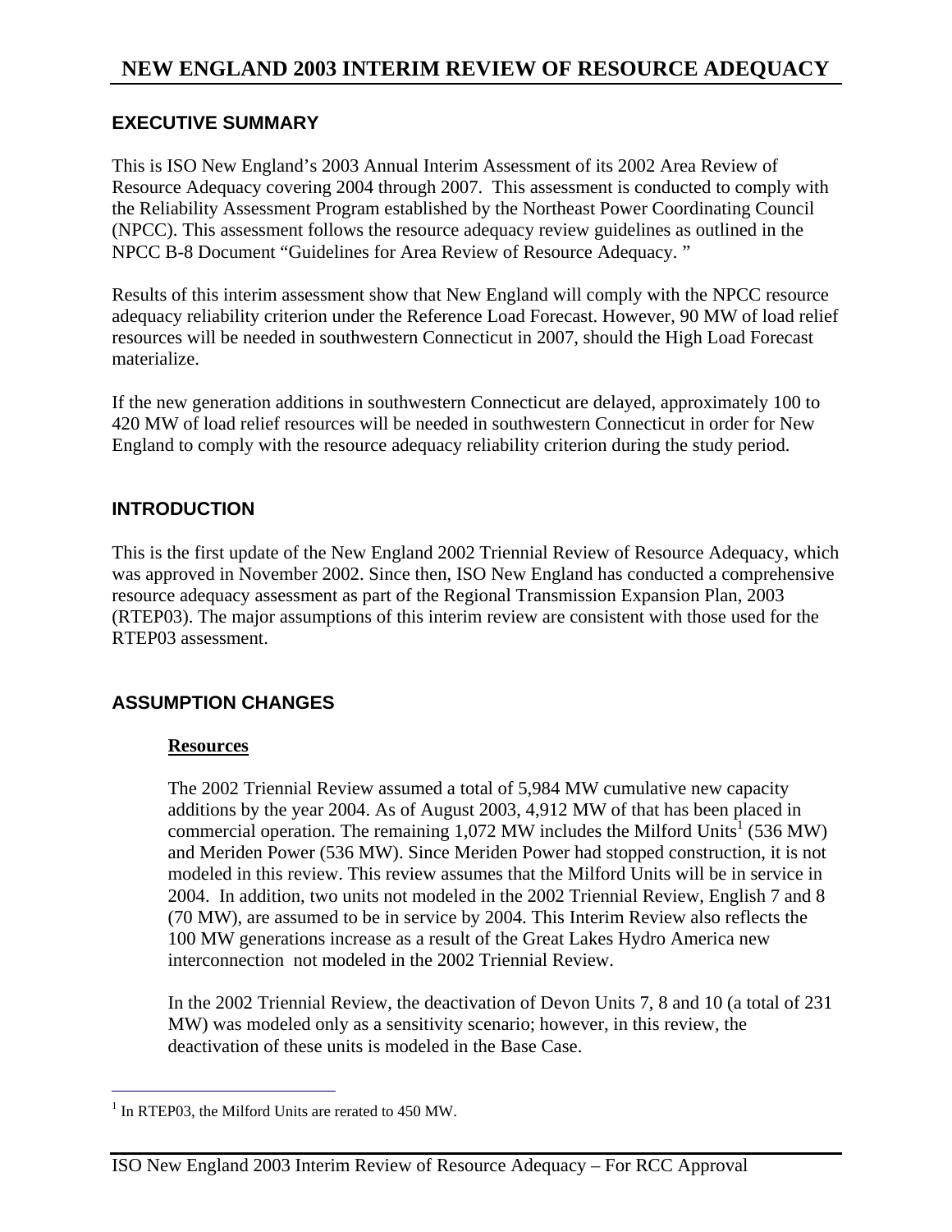# NEW ENGLAND 2003 INTERIM REVIEW OF RESOURCE ADEQUACY

## EXECUTIVE SUMMARY

This is ISO New England's 2003 Annual Interim Assessment of its 2002 Area Review of Resource Adequacy covering 2004 through 2007. This assessment is conducted to comply with the Reliability Assessment Program established by the Northeast Power Coordinating Council (NPCC). This assessment follows the resource adequacy review guidelines as outlined in the NPCC B-8 Document "Guidelines for Area Review of Resource Adequacy. "

Results of this interim assessment show that New England will comply with the NPCC resource adequacy reliability criterion under the Reference Load Forecast. However, 90 MW of load relief resources will be needed in southwestern Connecticut in 2007, should the High Load Forecast materialize.

If the new generation additions in southwestern Connecticut are delayed, approximately 100 to 420 MW of load relief resources will be needed in southwestern Connecticut in order for New England to comply with the resource adequacy reliability criterion during the study period.

## INTRODUCTION

This is the first update of the New England 2002 Triennial Review of Resource Adequacy, which was approved in November 2002. Since then, ISO New England has conducted a comprehensive resource adequacy assessment as part of the Regional Transmission Expansion Plan, 2003 (RTEP03). The major assumptions of this interim review are consistent with those used for the RTEP03 assessment.

## ASSUMPTION CHANGES

### Resources

The 2002 Triennial Review assumed a total of 5,984 MW cumulative new capacity additions by the year 2004. As of August 2003, 4,912 MW of that has been placed in commercial operation. The remaining 1,072 MW includes the Milford Units[1] (536 MW) and Meriden Power (536 MW). Since Meriden Power had stopped construction, it is not modeled in this review. This review assumes that the Milford Units will be in service in 2004. In addition, two units not modeled in the 2002 Triennial Review, English 7 and 8 (70 MW), are assumed to be in service by 2004. This Interim Review also reflects the 100 MW generations increase as a result of the Great Lakes Hydro America new interconnection not modeled in the 2002 Triennial Review.

In the 2002 Triennial Review, the deactivation of Devon Units 7, 8 and 10 (a total of 231 MW) was modeled only as a sensitivity scenario; however, in this review, the deactivation of these units is modeled in the Base Case.

[1] In RTEP03, the Milford Units are rerated to 450 MW.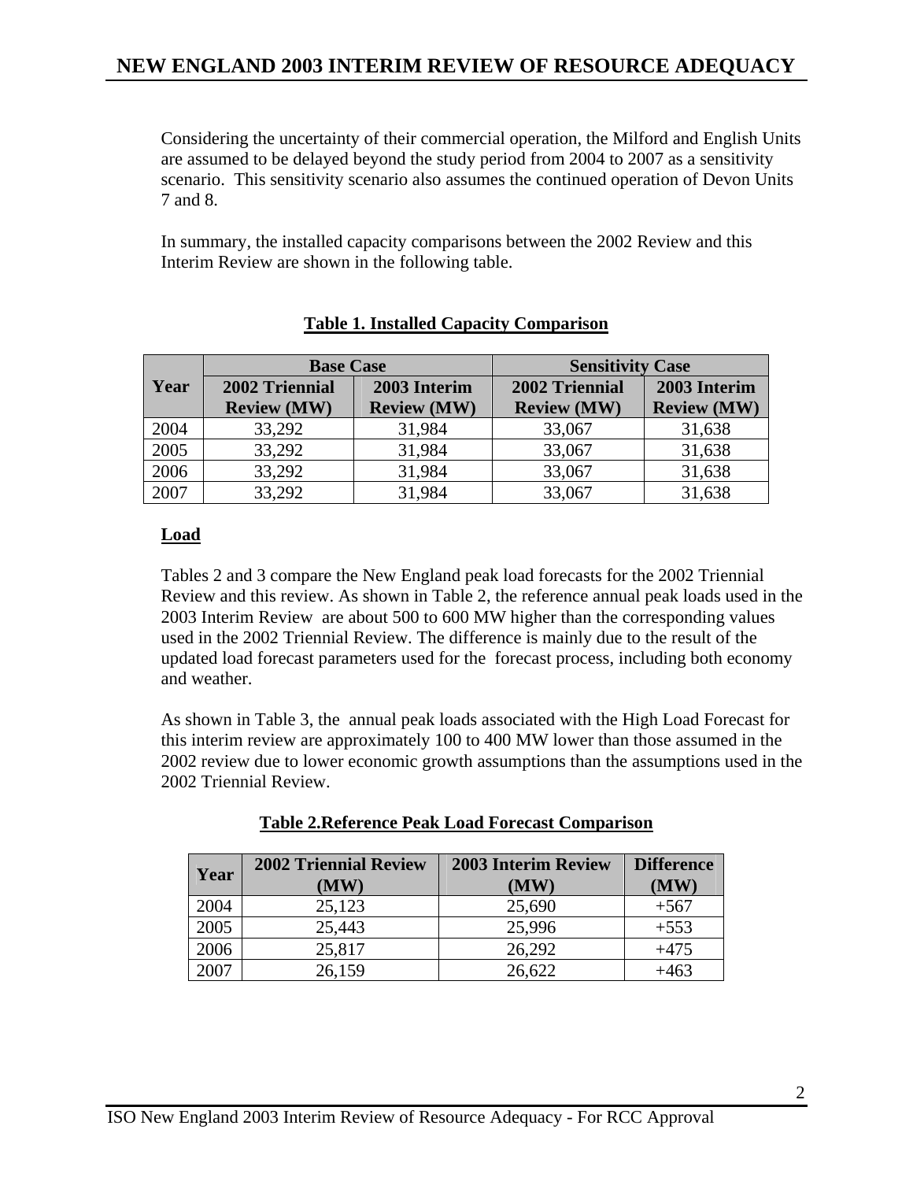Considering the uncertainty of their commercial operation, the Milford and English Units are assumed to be delayed beyond the study period from 2004 to 2007 as a sensitivity scenario. This sensitivity scenario also assumes the continued operation of Devon Units 7 and 8.

In summary, the installed capacity comparisons between the 2002 Review and this Interim Review are shown in the following table.

**Table 1. Installed Capacity Comparison**

| Year | Base Case | | Sensitivity Case | |
|---|---|---|---|---|
| | 2002 Triennial Review (MW) | 2003 Interim Review (MW) | 2002 Triennial Review (MW) | 2003 Interim Review (MW) |
| 2004 | 33,292 | 31,984 | 33,067 | 31,638 |
| 2005 | 33,292 | 31,984 | 33,067 | 31,638 |
| 2006 | 33,292 | 31,984 | 33,067 | 31,638 |
| 2007 | 33,292 | 31,984 | 33,067 | 31,638 |

**Load**

Tables 2 and 3 compare the New England peak load forecasts for the 2002 Triennial Review and this review. As shown in Table 2, the reference annual peak loads used in the 2003 Interim Review are about 500 to 600 MW higher than the corresponding values used in the 2002 Triennial Review. The difference is mainly due to the result of the updated load forecast parameters used for the forecast process, including both economy and weather.

As shown in Table 3, the annual peak loads associated with the High Load Forecast for this interim review are approximately 100 to 400 MW lower than those assumed in the 2002 review due to lower economic growth assumptions than the assumptions used in the 2002 Triennial Review.

**Table 2.Reference Peak Load Forecast Comparison**

| Year | 2002 Triennial Review (MW) | 2003 Interim Review (MW) | Difference (MW) |
|---|---|---|---|
| 2004 | 25,123 | 25,690 | +567 |
| 2005 | 25,443 | 25,996 | +553 |
| 2006 | 25,817 | 26,292 | +475 |
| 2007 | 26,159 | 26,622 | +463 |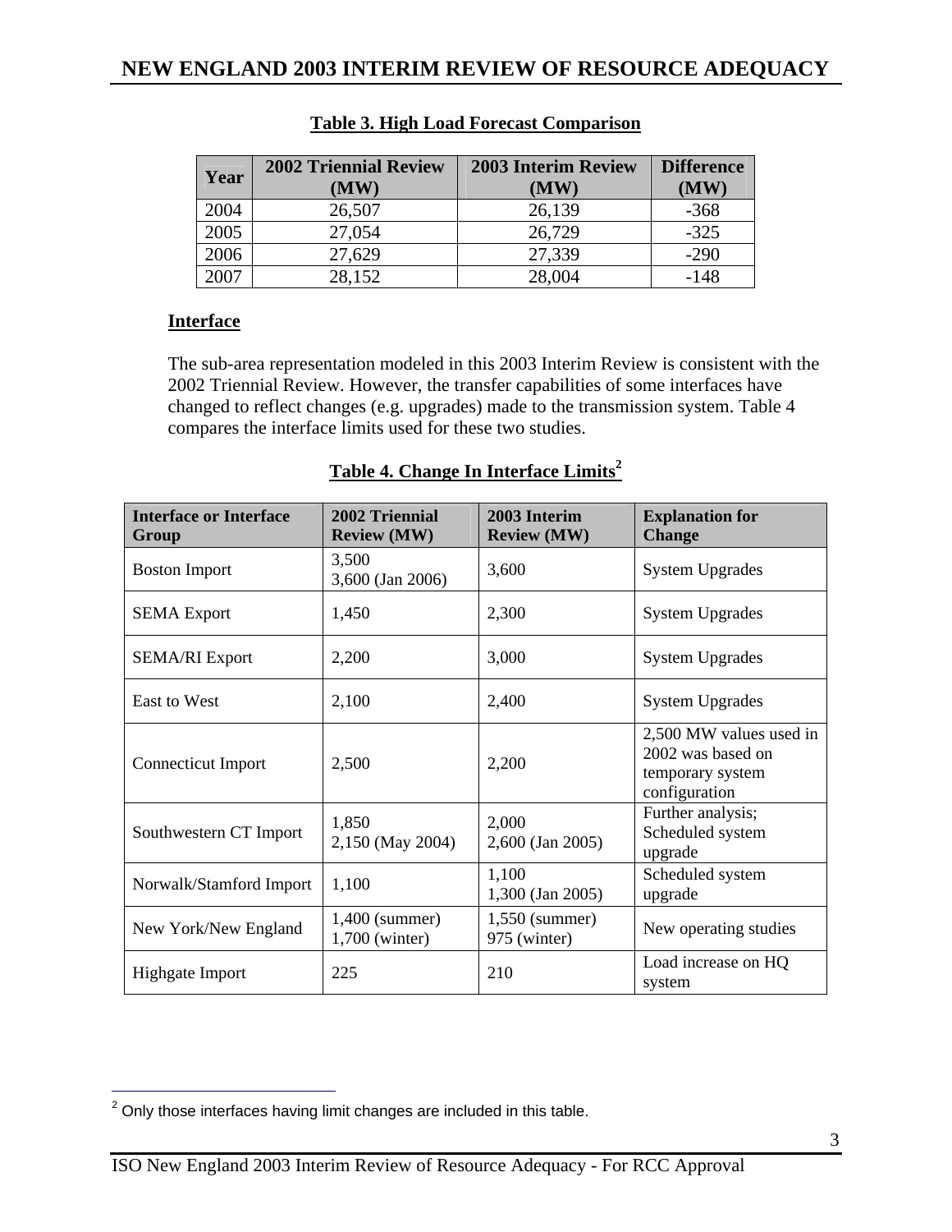**Table 3. High Load Forecast Comparison**

| Year | 2002 Triennial Review (MW) | 2003 Interim Review (MW) | Difference (MW) |
|---|---|---|---|
| 2004 | 26,507 | 26,139 | -368 |
| 2005 | 27,054 | 26,729 | -325 |
| 2006 | 27,629 | 27,339 | -290 |
| 2007 | 28,152 | 28,004 | -148 |

**Interface**

The sub-area representation modeled in this 2003 Interim Review is consistent with the 2002 Triennial Review. However, the transfer capabilities of some interfaces have changed to reflect changes (e.g. upgrades) made to the transmission system. Table 4 compares the interface limits used for these two studies.

**Table 4. Change In Interface Limits**[2]

| Interface or Interface Group | 2002 Triennial Review (MW) | 2003 Interim Review (MW) | Explanation for Change |
|---|---|---|---|
| Boston Import | 3,500<br>3,600 (Jan 2006) | 3,600 | System Upgrades |
| SEMA Export | 1,450 | 2,300 | System Upgrades |
| SEMA/RI Export | 2,200 | 3,000 | System Upgrades |
| East to West | 2,100 | 2,400 | System Upgrades |
| Connecticut Import | 2,500 | 2,200 | 2,500 MW values used in 2002 was based on temporary system configuration |
| Southwestern CT Import | 1,850<br>2,150 (May 2004) | 2,000<br>2,600 (Jan 2005) | Further analysis; Scheduled system upgrade |
| Norwalk/Stamford Import | 1,100 | 1,100<br>1,300 (Jan 2005) | Scheduled system upgrade |
| New York/New England | 1,400 (summer)<br>1,700 (winter) | 1,550 (summer)<br>975 (winter) | New operating studies |
| Highgate Import | 225 | 210 | Load increase on HQ system |

[2] Only those interfaces having limit changes are included in this table.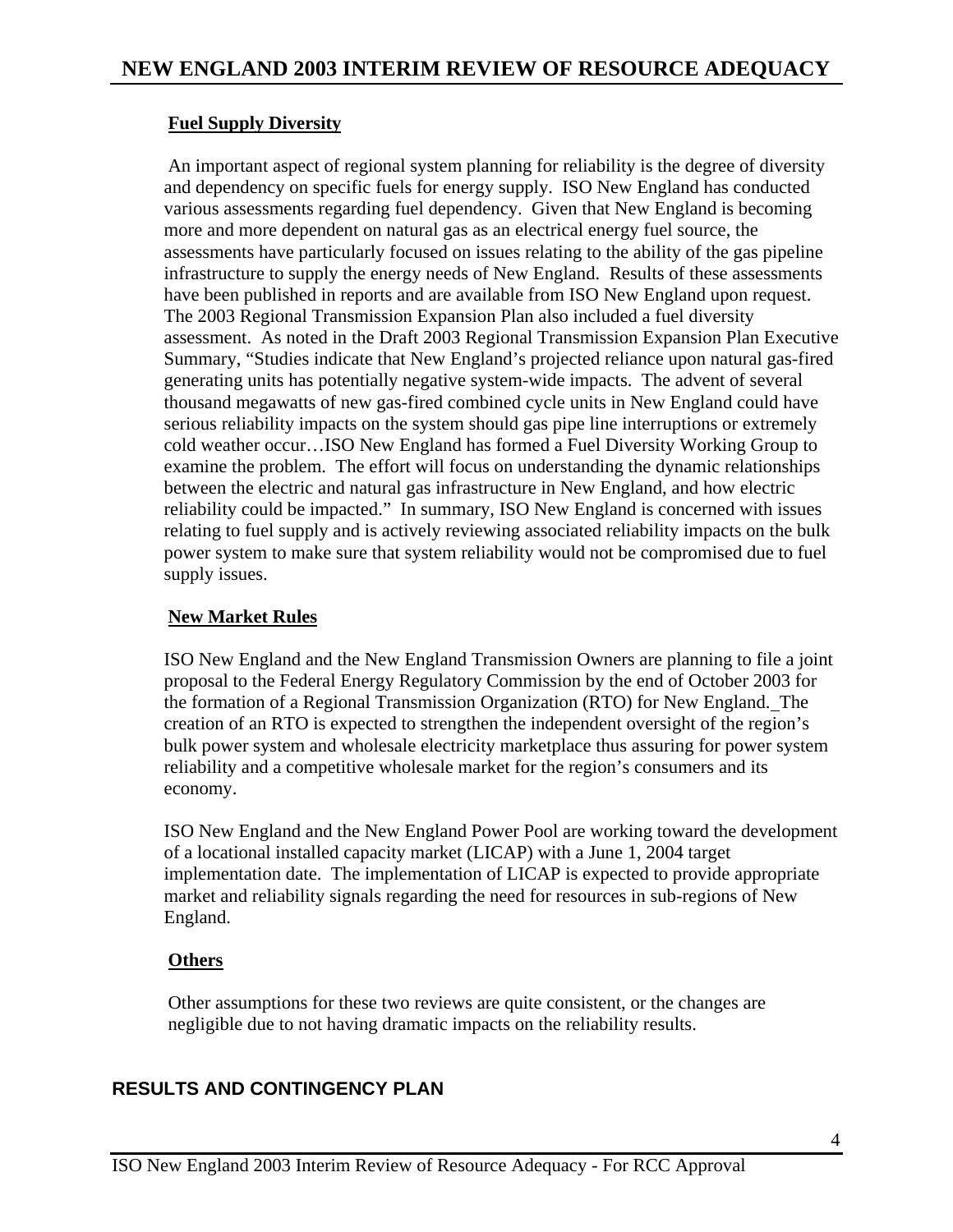**Fuel Supply Diversity**

An important aspect of regional system planning for reliability is the degree of diversity and dependency on specific fuels for energy supply. ISO New England has conducted various assessments regarding fuel dependency. Given that New England is becoming more and more dependent on natural gas as an electrical energy fuel source, the assessments have particularly focused on issues relating to the ability of the gas pipeline infrastructure to supply the energy needs of New England. Results of these assessments have been published in reports and are available from ISO New England upon request. The 2003 Regional Transmission Expansion Plan also included a fuel diversity assessment. As noted in the Draft 2003 Regional Transmission Expansion Plan Executive Summary, "Studies indicate that New England's projected reliance upon natural gas-fired generating units has potentially negative system-wide impacts. The advent of several thousand megawatts of new gas-fired combined cycle units in New England could have serious reliability impacts on the system should gas pipe line interruptions or extremely cold weather occur…ISO New England has formed a Fuel Diversity Working Group to examine the problem. The effort will focus on understanding the dynamic relationships between the electric and natural gas infrastructure in New England, and how electric reliability could be impacted." In summary, ISO New England is concerned with issues relating to fuel supply and is actively reviewing associated reliability impacts on the bulk power system to make sure that system reliability would not be compromised due to fuel supply issues.

**New Market Rules**

ISO New England and the New England Transmission Owners are planning to file a joint proposal to the Federal Energy Regulatory Commission by the end of October 2003 for the formation of a Regional Transmission Organization (RTO) for New England. The creation of an RTO is expected to strengthen the independent oversight of the region's bulk power system and wholesale electricity marketplace thus assuring for power system reliability and a competitive wholesale market for the region's consumers and its economy.

ISO New England and the New England Power Pool are working toward the development of a locational installed capacity market (LICAP) with a June 1, 2004 target implementation date. The implementation of LICAP is expected to provide appropriate market and reliability signals regarding the need for resources in sub-regions of New England.

**Others**

Other assumptions for these two reviews are quite consistent, or the changes are negligible due to not having dramatic impacts on the reliability results.

## RESULTS AND CONTINGENCY PLAN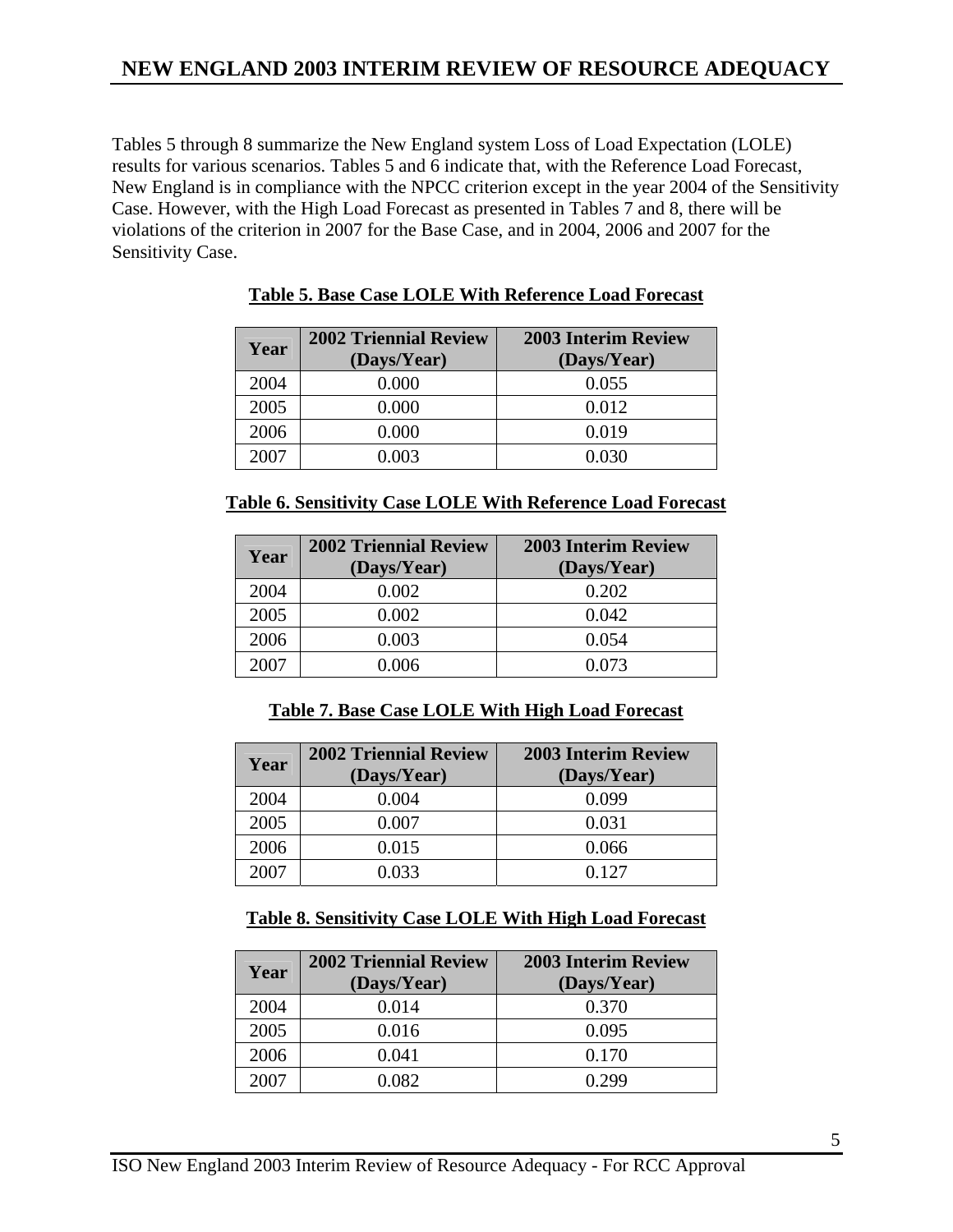Tables 5 through 8 summarize the New England system Loss of Load Expectation (LOLE) results for various scenarios. Tables 5 and 6 indicate that, with the Reference Load Forecast, New England is in compliance with the NPCC criterion except in the year 2004 of the Sensitivity Case. However, with the High Load Forecast as presented in Tables 7 and 8, there will be violations of the criterion in 2007 for the Base Case, and in 2004, 2006 and 2007 for the Sensitivity Case.

**Table 5. Base Case LOLE With Reference Load Forecast**

| Year | 2002 Triennial Review (Days/Year) | 2003 Interim Review (Days/Year) |
|---|---|---|
| 2004 | 0.000 | 0.055 |
| 2005 | 0.000 | 0.012 |
| 2006 | 0.000 | 0.019 |
| 2007 | 0.003 | 0.030 |

**Table 6. Sensitivity Case LOLE With Reference Load Forecast**

| Year | 2002 Triennial Review (Days/Year) | 2003 Interim Review (Days/Year) |
|---|---|---|
| 2004 | 0.002 | 0.202 |
| 2005 | 0.002 | 0.042 |
| 2006 | 0.003 | 0.054 |
| 2007 | 0.006 | 0.073 |

**Table 7. Base Case LOLE With High Load Forecast**

| Year | 2002 Triennial Review (Days/Year) | 2003 Interim Review (Days/Year) |
|---|---|---|
| 2004 | 0.004 | 0.099 |
| 2005 | 0.007 | 0.031 |
| 2006 | 0.015 | 0.066 |
| 2007 | 0.033 | 0.127 |

**Table 8. Sensitivity Case LOLE With High Load Forecast**

| Year | 2002 Triennial Review (Days/Year) | 2003 Interim Review (Days/Year) |
|---|---|---|
| 2004 | 0.014 | 0.370 |
| 2005 | 0.016 | 0.095 |
| 2006 | 0.041 | 0.170 |
| 2007 | 0.082 | 0.299 |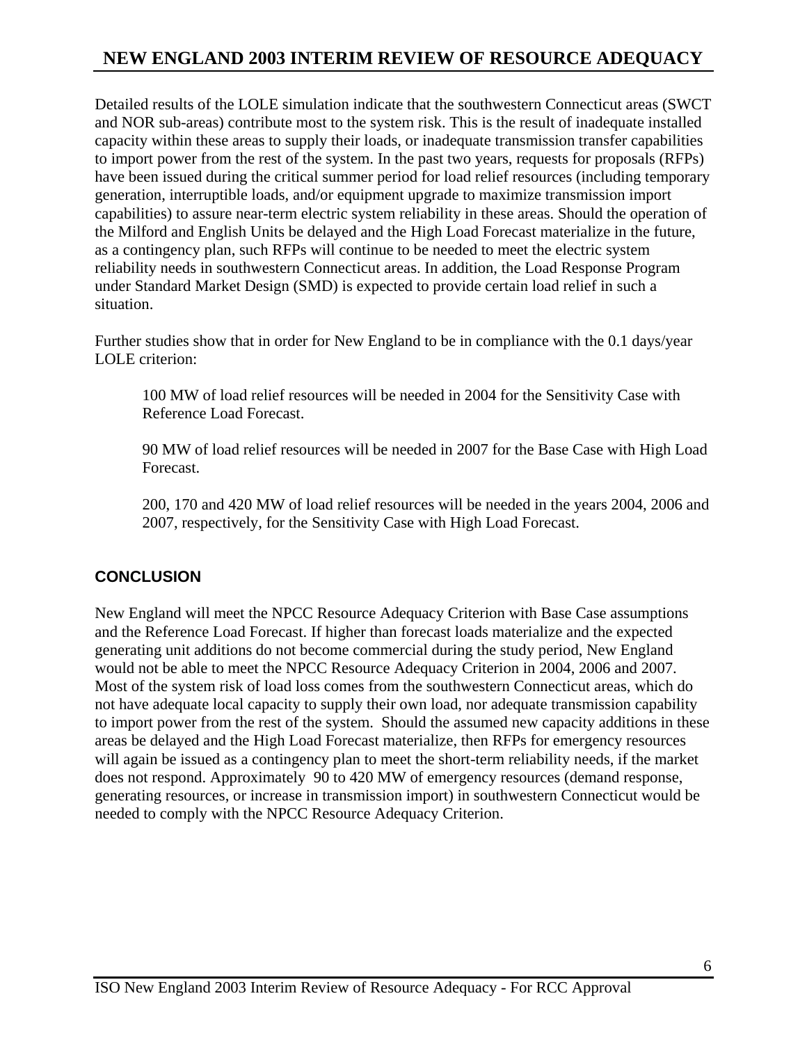Detailed results of the LOLE simulation indicate that the southwestern Connecticut areas (SWCT and NOR sub-areas) contribute most to the system risk. This is the result of inadequate installed capacity within these areas to supply their loads, or inadequate transmission transfer capabilities to import power from the rest of the system. In the past two years, requests for proposals (RFPs) have been issued during the critical summer period for load relief resources (including temporary generation, interruptible loads, and/or equipment upgrade to maximize transmission import capabilities) to assure near-term electric system reliability in these areas. Should the operation of the Milford and English Units be delayed and the High Load Forecast materialize in the future, as a contingency plan, such RFPs will continue to be needed to meet the electric system reliability needs in southwestern Connecticut areas. In addition, the Load Response Program under Standard Market Design (SMD) is expected to provide certain load relief in such a situation.

Further studies show that in order for New England to be in compliance with the 0.1 days/year LOLE criterion:

> 100 MW of load relief resources will be needed in 2004 for the Sensitivity Case with Reference Load Forecast.
>
> 90 MW of load relief resources will be needed in 2007 for the Base Case with High Load Forecast.
>
> 200, 170 and 420 MW of load relief resources will be needed in the years 2004, 2006 and 2007, respectively, for the Sensitivity Case with High Load Forecast.

## CONCLUSION

New England will meet the NPCC Resource Adequacy Criterion with Base Case assumptions and the Reference Load Forecast. If higher than forecast loads materialize and the expected generating unit additions do not become commercial during the study period, New England would not be able to meet the NPCC Resource Adequacy Criterion in 2004, 2006 and 2007. Most of the system risk of load loss comes from the southwestern Connecticut areas, which do not have adequate local capacity to supply their own load, nor adequate transmission capability to import power from the rest of the system. Should the assumed new capacity additions in these areas be delayed and the High Load Forecast materialize, then RFPs for emergency resources will again be issued as a contingency plan to meet the short-term reliability needs, if the market does not respond. Approximately 90 to 420 MW of emergency resources (demand response, generating resources, or increase in transmission import) in southwestern Connecticut would be needed to comply with the NPCC Resource Adequacy Criterion.